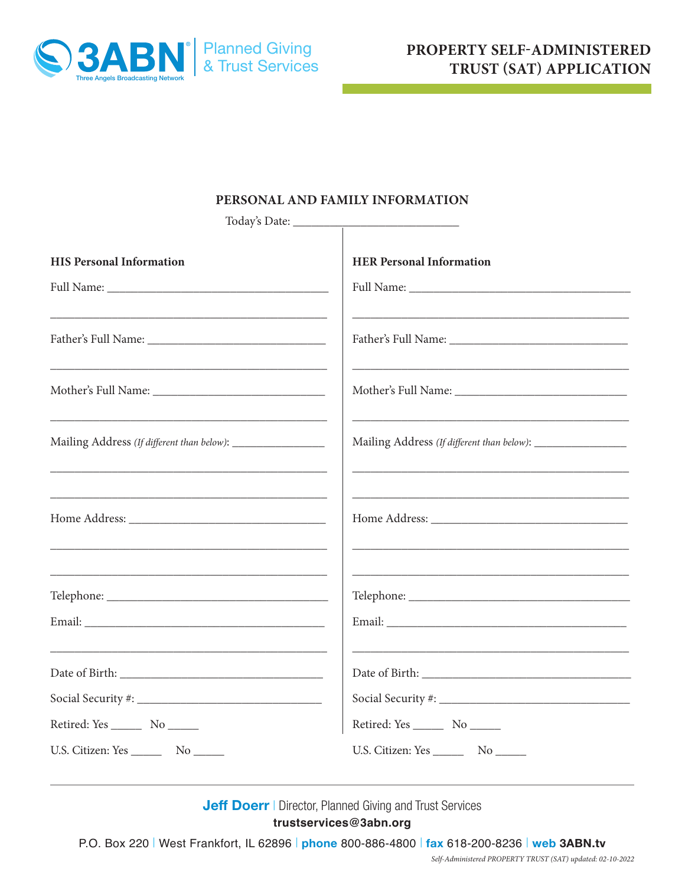3ABN Three Angels Broadcasting Network | Planned Giving & Trust Services

# PROPERTY SELF-ADMINISTERED TRUST (SAT) APPLICATION

## PERSONAL AND FAMILY INFORMATION

Today's Date: ___________________________

### HIS Personal Information

Full Name: ____________________________________

_____________________________________________

Father's Full Name: _____________________________

_____________________________________________

Mother's Full Name: ____________________________

_____________________________________________

Mailing Address *(If different than below)*: _______________

_____________________________________________

_____________________________________________

Home Address: _________________________________

_____________________________________________

_____________________________________________

Telephone: ____________________________________

Email: _______________________________________

_____________________________________________

Date of Birth: __________________________________

Social Security #: ______________________________

Retired: Yes _____ No _____

U.S. Citizen: Yes _____ No _____

### HER Personal Information

Full Name: ____________________________________

_____________________________________________

Father's Full Name: _____________________________

_____________________________________________

Mother's Full Name: ____________________________

_____________________________________________

Mailing Address *(If different than below)*: _______________

_____________________________________________

_____________________________________________

Home Address: _________________________________

_____________________________________________

_____________________________________________

Telephone: ____________________________________

Email: _______________________________________

_____________________________________________

Date of Birth: __________________________________

Social Security #: ______________________________

Retired: Yes _____ No _____

U.S. Citizen: Yes _____ No _____

---

**Jeff Doerr** | Director, Planned Giving and Trust Services

**trustservices@3abn.org**

P.O. Box 220 | West Frankfort, IL 62896 | **phone** 800-886-4800 | **fax** 618-200-8236 | **web** **3ABN.tv**

*Self-Administered PROPERTY TRUST (SAT) updated: 02-10-2022*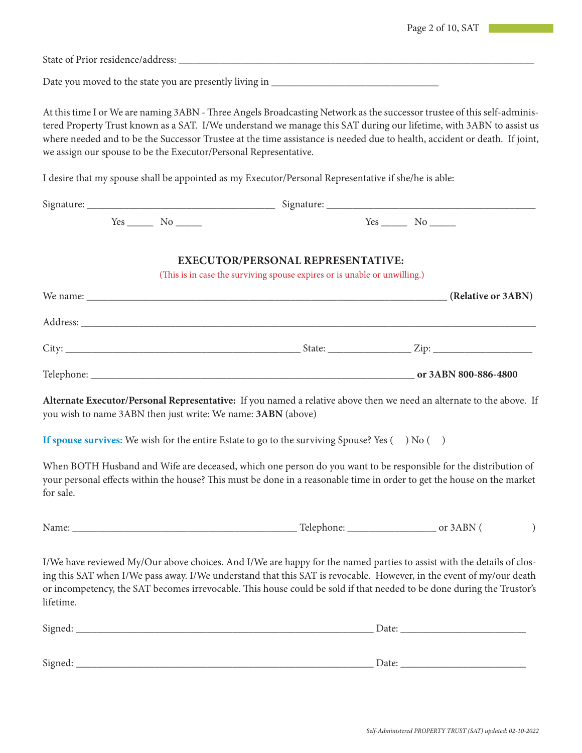State of Prior residence/address: ___________________________________________________________________________

Date you moved to the state you are presently living in _________________________________

At this time I or We are naming 3ABN - Three Angels Broadcasting Network as the successor trustee of this self-administered Property Trust known as a SAT. I/We understand we manage this SAT during our lifetime, with 3ABN to assist us where needed and to be the Successor Trustee at the time assistance is needed due to health, accident or death. If joint, we assign our spouse to be the Executor/Personal Representative.

I desire that my spouse shall be appointed as my Executor/Personal Representative if she/he is able:

Signature: _____________________________________ Signature: _________________________________________

Yes ______ No ______ Yes ______ No ______

### EXECUTOR/PERSONAL REPRESENTATIVE:

(This is in case the surviving spouse expires or is unable or unwilling.)

We name: _________________________________________________________________________ **(Relative or 3ABN)**

Address: _____________________________________________________________________________________________

City: _______________________________________________ State: ________________ Zip: ____________________

Telephone: ___________________________________________________________________ **or 3ABN 800-886-4800**

**Alternate Executor/Personal Representative:** If you named a relative above then we need an alternate to the above. If you wish to name 3ABN then just write: We name: **3ABN** (above)

**If spouse survives:** We wish for the entire Estate to go to the surviving Spouse? Yes (   ) No (   )

When BOTH Husband and Wife are deceased, which one person do you want to be responsible for the distribution of your personal effects within the house? This must be done in a reasonable time in order to get the house on the market for sale.

Name: _____________________________________________ Telephone: __________________ or 3ABN (          )

I/We have reviewed My/Our above choices. And I/We are happy for the named parties to assist with the details of closing this SAT when I/We pass away. I/We understand that this SAT is revocable. However, in the event of my/our death or incompetency, the SAT becomes irrevocable. This house could be sold if that needed to be done during the Trustor's lifetime.

Signed: ____________________________________________________________ Date: _________________________

Signed: ____________________________________________________________ Date: _________________________

*Self-Administered PROPERTY TRUST (SAT) updated: 02-10-2022*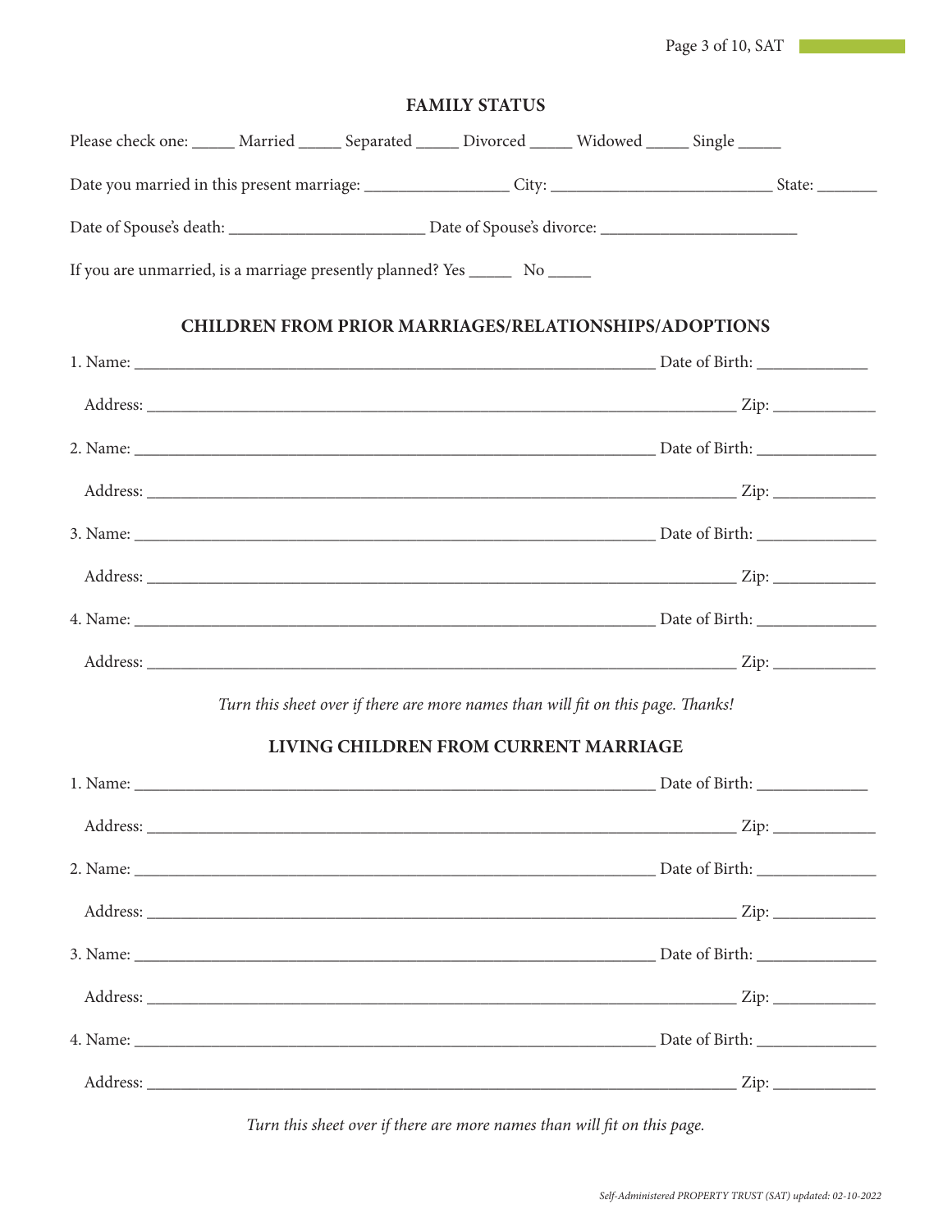## FAMILY STATUS

Please check one: _____ Married _____ Separated _____ Divorced _____ Widowed _____ Single _____

Date you married in this present marriage: ________________ City: _________________________ State: _______

Date of Spouse's death: ______________________ Date of Spouse's divorce: ______________________

If you are unmarried, is a marriage presently planned? Yes _____ No _____

## CHILDREN FROM PRIOR MARRIAGES/RELATIONSHIPS/ADOPTIONS

1. Name: ____________________________________________________________ Date of Birth: _____________

   Address: ____________________________________________________________________ Zip: ____________

2. Name: ____________________________________________________________ Date of Birth: ______________

   Address: ____________________________________________________________________ Zip: ____________

3. Name: ____________________________________________________________ Date of Birth: ______________

   Address: ____________________________________________________________________ Zip: ____________

4. Name: ____________________________________________________________ Date of Birth: ______________

   Address: ____________________________________________________________________ Zip: ____________

*Turn this sheet over if there are more names than will fit on this page. Thanks!*

## LIVING CHILDREN FROM CURRENT MARRIAGE

1. Name: ____________________________________________________________ Date of Birth: _____________

   Address: ____________________________________________________________________ Zip: ____________

2. Name: ____________________________________________________________ Date of Birth: ______________

   Address: ____________________________________________________________________ Zip: ____________

3. Name: ____________________________________________________________ Date of Birth: ______________

   Address: ____________________________________________________________________ Zip: ____________

4. Name: ____________________________________________________________ Date of Birth: ______________

   Address: ____________________________________________________________________ Zip: ____________

*Turn this sheet over if there are more names than will fit on this page.*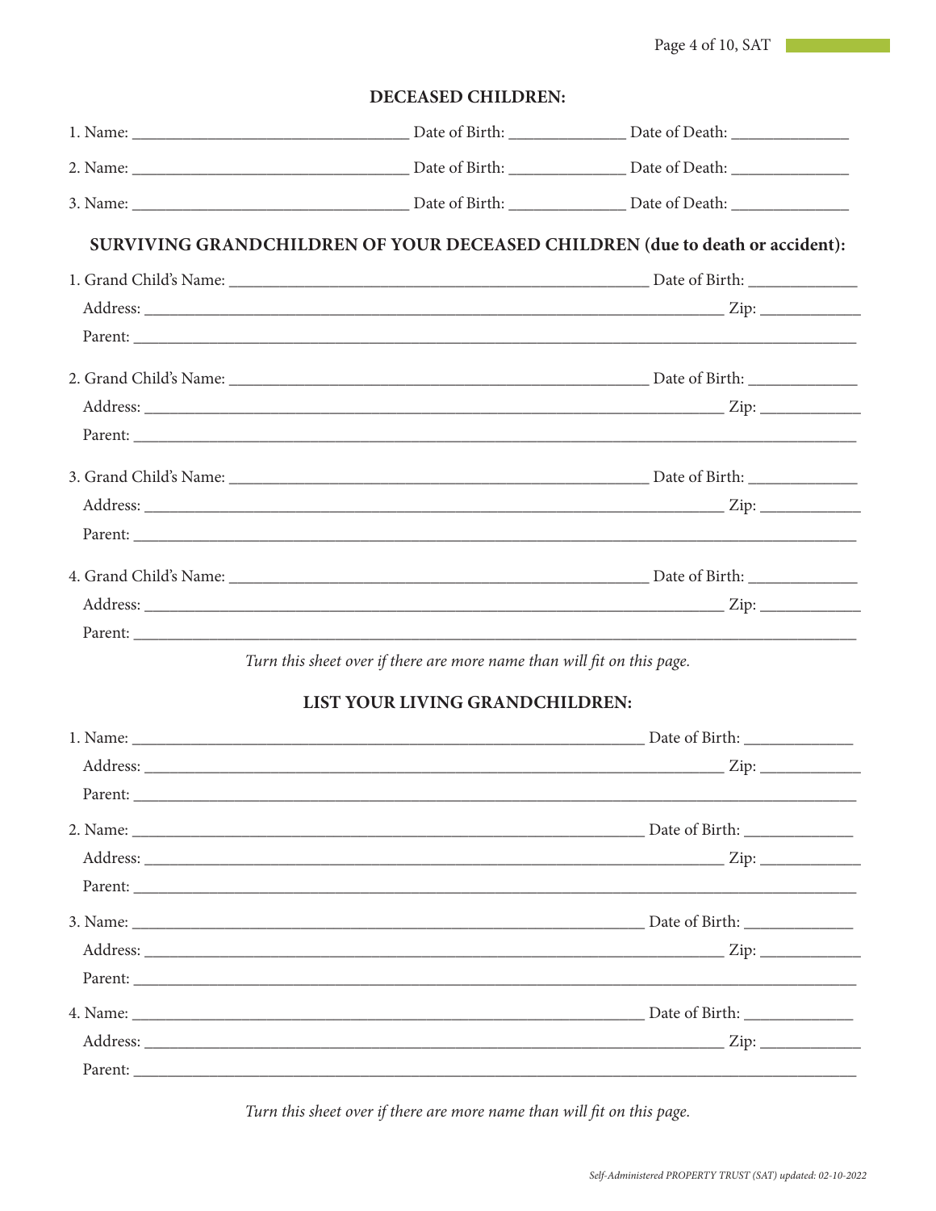## DECEASED CHILDREN:

1. Name: ______________________________ Date of Birth: ____________ Date of Death: ____________

2. Name: ______________________________ Date of Birth: ____________ Date of Death: ____________

3. Name: ______________________________ Date of Birth: ____________ Date of Death: ____________

## SURVIVING GRANDCHILDREN OF YOUR DECEASED CHILDREN (due to death or accident):

1. Grand Child's Name: ______________________________________________ Date of Birth: ____________
   Address: ______________________________________________________________ Zip: ___________
   Parent: ______________________________________________________________________________

2. Grand Child's Name: ______________________________________________ Date of Birth: ____________
   Address: ______________________________________________________________ Zip: ___________
   Parent: ______________________________________________________________________________

3. Grand Child's Name: ______________________________________________ Date of Birth: ____________
   Address: ______________________________________________________________ Zip: ___________
   Parent: ______________________________________________________________________________

4. Grand Child's Name: ______________________________________________ Date of Birth: ____________
   Address: ______________________________________________________________ Zip: ___________
   Parent: ______________________________________________________________________________

*Turn this sheet over if there are more name than will fit on this page.*

## LIST YOUR LIVING GRANDCHILDREN:

1. Name: ________________________________________________________ Date of Birth: ____________
   Address: ______________________________________________________________ Zip: ___________
   Parent: ______________________________________________________________________________

2. Name: ________________________________________________________ Date of Birth: ____________
   Address: ______________________________________________________________ Zip: ___________
   Parent: ______________________________________________________________________________

3. Name: ________________________________________________________ Date of Birth: ____________
   Address: ______________________________________________________________ Zip: ___________
   Parent: ______________________________________________________________________________

4. Name: ________________________________________________________ Date of Birth: ____________
   Address: ______________________________________________________________ Zip: ___________
   Parent: ______________________________________________________________________________

*Turn this sheet over if there are more name than will fit on this page.*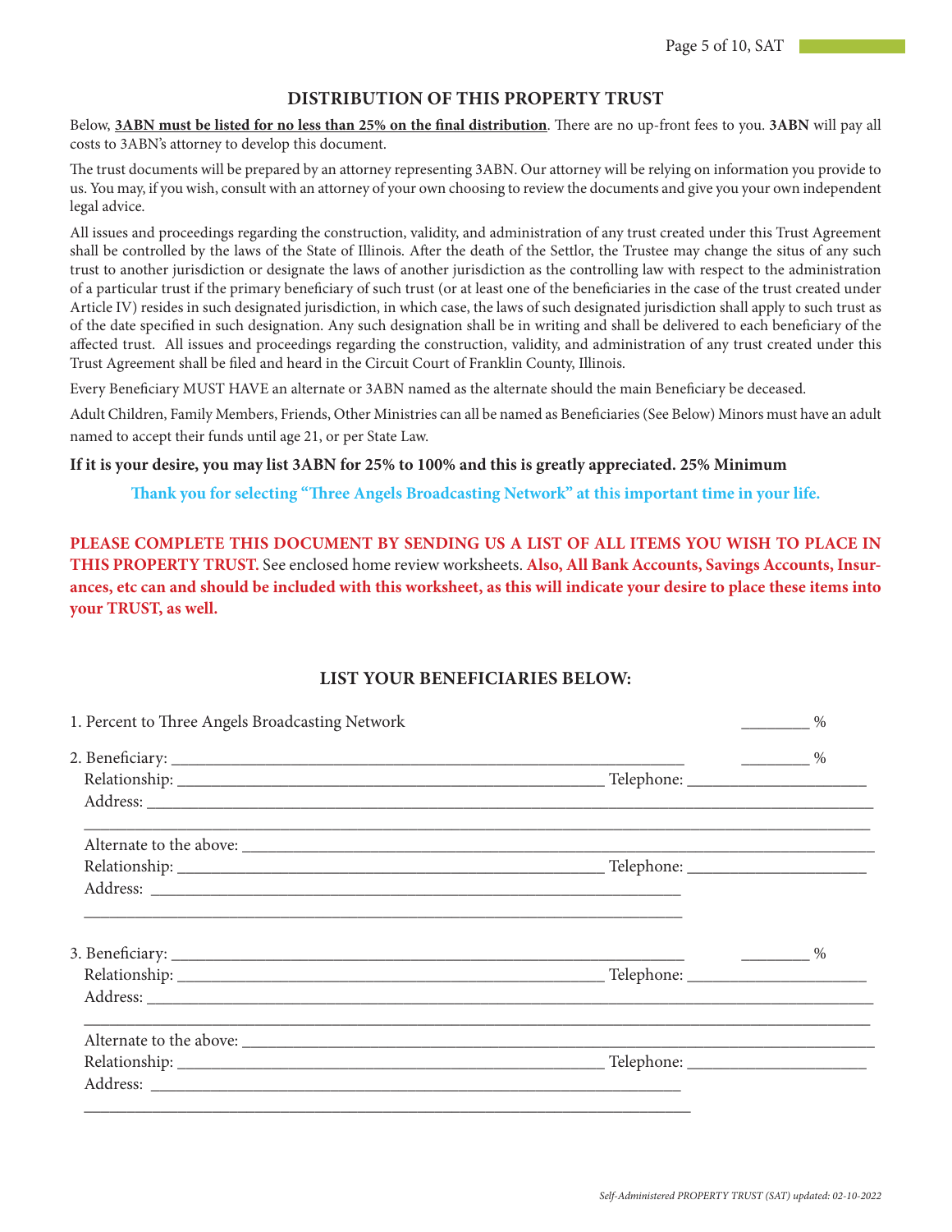## DISTRIBUTION OF THIS PROPERTY TRUST

Below, **3ABN must be listed for no less than 25% on the final distribution**. There are no up-front fees to you. **3ABN** will pay all costs to 3ABN's attorney to develop this document.

The trust documents will be prepared by an attorney representing 3ABN. Our attorney will be relying on information you provide to us. You may, if you wish, consult with an attorney of your own choosing to review the documents and give you your own independent legal advice.

All issues and proceedings regarding the construction, validity, and administration of any trust created under this Trust Agreement shall be controlled by the laws of the State of Illinois. After the death of the Settlor, the Trustee may change the situs of any such trust to another jurisdiction or designate the laws of another jurisdiction as the controlling law with respect to the administration of a particular trust if the primary beneficiary of such trust (or at least one of the beneficiaries in the case of the trust created under Article IV) resides in such designated jurisdiction, in which case, the laws of such designated jurisdiction shall apply to such trust as of the date specified in such designation. Any such designation shall be in writing and shall be delivered to each beneficiary of the affected trust. All issues and proceedings regarding the construction, validity, and administration of any trust created under this Trust Agreement shall be filed and heard in the Circuit Court of Franklin County, Illinois.

Every Beneficiary MUST HAVE an alternate or 3ABN named as the alternate should the main Beneficiary be deceased.

Adult Children, Family Members, Friends, Other Ministries can all be named as Beneficiaries (See Below) Minors must have an adult named to accept their funds until age 21, or per State Law.

**If it is your desire, you may list 3ABN for 25% to 100% and this is greatly appreciated. 25% Minimum**

**Thank you for selecting "Three Angels Broadcasting Network" at this important time in your life.**

**PLEASE COMPLETE THIS DOCUMENT BY SENDING US A LIST OF ALL ITEMS YOU WISH TO PLACE IN THIS PROPERTY TRUST.** See enclosed home review worksheets. **Also, All Bank Accounts, Savings Accounts, Insurances, etc can and should be included with this worksheet, as this will indicate your desire to place these items into your TRUST, as well.**

## LIST YOUR BENEFICIARIES BELOW:

1. Percent to Three Angels Broadcasting Network ________ %

2. Beneficiary: ____________________________________________ ________ %
   Relationship: ____________________________________ Telephone: ____________________
   Address: ________________________________________________________________________
   ________________________________________________________________________________
   Alternate to the above: ___________________________________________________________
   Relationship: ____________________________________ Telephone: ____________________
   Address: ______________________________________________________
   ______________________________________________________________

3. Beneficiary: ____________________________________________ ________ %
   Relationship: ____________________________________ Telephone: ____________________
   Address: ________________________________________________________________________
   ________________________________________________________________________________
   Alternate to the above: ___________________________________________________________
   Relationship: ____________________________________ Telephone: ____________________
   Address: ______________________________________________________
   ______________________________________________________________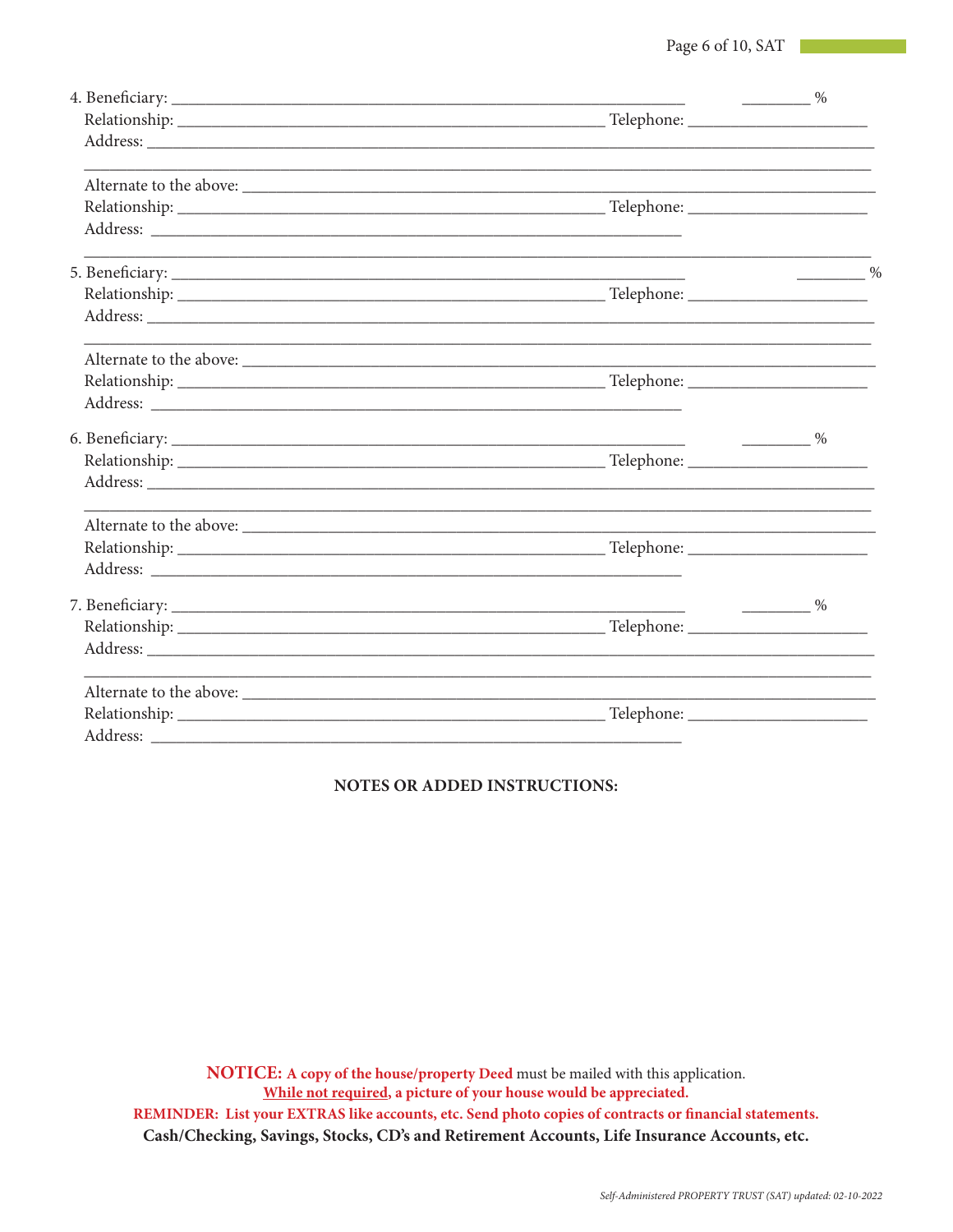4. Beneficiary: ______________________________________________________________ ________ %
Relationship: ___________________________________________________ Telephone: _____________________
Address: ________________________________________________________________________________________
_________________________________________________________________________________________________

Alternate to the above: ___________________________________________________________________________
Relationship: ___________________________________________________ Telephone: _____________________
Address: ________________________________________________________________
_________________________________________________________________________________________________

5. Beneficiary: ______________________________________________________________ ________ %
Relationship: ___________________________________________________ Telephone: _____________________
Address: ________________________________________________________________________________________
_________________________________________________________________________________________________

Alternate to the above: ___________________________________________________________________________
Relationship: ___________________________________________________ Telephone: _____________________
Address: ________________________________________________________________

6. Beneficiary: ______________________________________________________________ ________ %
Relationship: ___________________________________________________ Telephone: _____________________
Address: ________________________________________________________________________________________
_________________________________________________________________________________________________

Alternate to the above: ___________________________________________________________________________
Relationship: ___________________________________________________ Telephone: _____________________
Address: ________________________________________________________________

7. Beneficiary: ______________________________________________________________ ________ %
Relationship: ___________________________________________________ Telephone: _____________________
Address: ________________________________________________________________________________________
_________________________________________________________________________________________________

Alternate to the above: ___________________________________________________________________________
Relationship: ___________________________________________________ Telephone: _____________________
Address: ________________________________________________________________

**NOTES OR ADDED INSTRUCTIONS:**

**NOTICE: A copy of the house/property Deed** must be mailed with this application.
**<u>While not required</u>, a picture of your house would be appreciated.**
**REMINDER: List your EXTRAS like accounts, etc. Send photo copies of contracts or financial statements.**
**Cash/Checking, Savings, Stocks, CD's and Retirement Accounts, Life Insurance Accounts, etc.**

*Self-Administered PROPERTY TRUST (SAT) updated: 02-10-2022*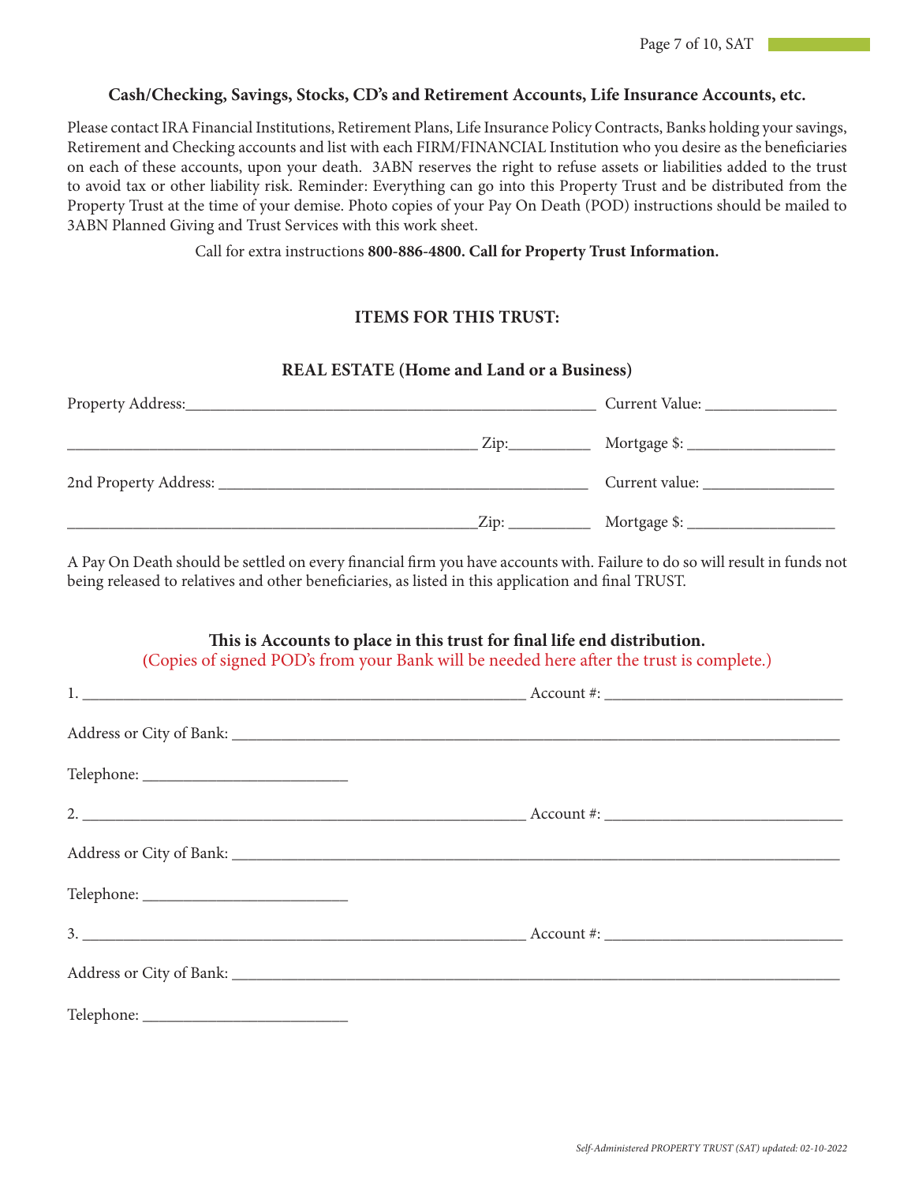**Cash/Checking, Savings, Stocks, CD's and Retirement Accounts, Life Insurance Accounts, etc.**

Please contact IRA Financial Institutions, Retirement Plans, Life Insurance Policy Contracts, Banks holding your savings, Retirement and Checking accounts and list with each FIRM/FINANCIAL Institution who you desire as the beneficiaries on each of these accounts, upon your death. 3ABN reserves the right to refuse assets or liabilities added to the trust to avoid tax or other liability risk. Reminder: Everything can go into this Property Trust and be distributed from the Property Trust at the time of your demise. Photo copies of your Pay On Death (POD) instructions should be mailed to 3ABN Planned Giving and Trust Services with this work sheet.

Call for extra instructions **800-886-4800. Call for Property Trust Information.**

**ITEMS FOR THIS TRUST:**

**REAL ESTATE (Home and Land or a Business)**

Property Address:\_\_\_\_\_\_\_\_\_\_\_\_\_\_\_\_\_\_\_\_\_\_\_\_\_\_\_\_\_\_\_\_\_\_\_\_\_\_\_\_ Current Value: \_\_\_\_\_\_\_\_\_\_\_\_\_\_\_\_

\_\_\_\_\_\_\_\_\_\_\_\_\_\_\_\_\_\_\_\_\_\_\_\_\_\_\_\_\_\_\_\_\_\_\_\_\_\_\_\_ Zip:\_\_\_\_\_\_\_\_\_\_ Mortgage $: \_\_\_\_\_\_\_\_\_\_\_\_\_\_\_\_

2nd Property Address: \_\_\_\_\_\_\_\_\_\_\_\_\_\_\_\_\_\_\_\_\_\_\_\_\_\_\_\_\_\_\_\_\_\_\_\_ Current value: \_\_\_\_\_\_\_\_\_\_\_\_\_\_\_\_

\_\_\_\_\_\_\_\_\_\_\_\_\_\_\_\_\_\_\_\_\_\_\_\_\_\_\_\_\_\_\_\_\_\_\_\_\_\_\_\_ Zip: \_\_\_\_\_\_\_\_\_\_ Mortgage $: \_\_\_\_\_\_\_\_\_\_\_\_\_\_\_\_

A Pay On Death should be settled on every financial firm you have accounts with. Failure to do so will result in funds not being released to relatives and other beneficiaries, as listed in this application and final TRUST.

**This is Accounts to place in this trust for final life end distribution.**
(Copies of signed POD's from your Bank will be needed here after the trust is complete.)

1. \_\_\_\_\_\_\_\_\_\_\_\_\_\_\_\_\_\_\_\_\_\_\_\_\_\_\_\_\_\_\_\_\_\_\_\_\_\_\_\_ Account #: \_\_\_\_\_\_\_\_\_\_\_\_\_\_\_\_\_\_\_\_\_\_\_\_

Address or City of Bank: \_\_\_\_\_\_\_\_\_\_\_\_\_\_\_\_\_\_\_\_\_\_\_\_\_\_\_\_\_\_\_\_\_\_\_\_\_\_\_\_\_\_\_\_\_\_\_\_\_\_\_\_\_\_\_\_

Telephone: \_\_\_\_\_\_\_\_\_\_\_\_\_\_\_\_\_\_\_\_\_\_\_\_

2. \_\_\_\_\_\_\_\_\_\_\_\_\_\_\_\_\_\_\_\_\_\_\_\_\_\_\_\_\_\_\_\_\_\_\_\_\_\_\_\_ Account #: \_\_\_\_\_\_\_\_\_\_\_\_\_\_\_\_\_\_\_\_\_\_\_\_

Address or City of Bank: \_\_\_\_\_\_\_\_\_\_\_\_\_\_\_\_\_\_\_\_\_\_\_\_\_\_\_\_\_\_\_\_\_\_\_\_\_\_\_\_\_\_\_\_\_\_\_\_\_\_\_\_\_\_\_\_

Telephone: \_\_\_\_\_\_\_\_\_\_\_\_\_\_\_\_\_\_\_\_\_\_\_\_

3. \_\_\_\_\_\_\_\_\_\_\_\_\_\_\_\_\_\_\_\_\_\_\_\_\_\_\_\_\_\_\_\_\_\_\_\_\_\_\_\_ Account #: \_\_\_\_\_\_\_\_\_\_\_\_\_\_\_\_\_\_\_\_\_\_\_\_

Address or City of Bank: \_\_\_\_\_\_\_\_\_\_\_\_\_\_\_\_\_\_\_\_\_\_\_\_\_\_\_\_\_\_\_\_\_\_\_\_\_\_\_\_\_\_\_\_\_\_\_\_\_\_\_\_\_\_\_\_

Telephone: \_\_\_\_\_\_\_\_\_\_\_\_\_\_\_\_\_\_\_\_\_\_\_\_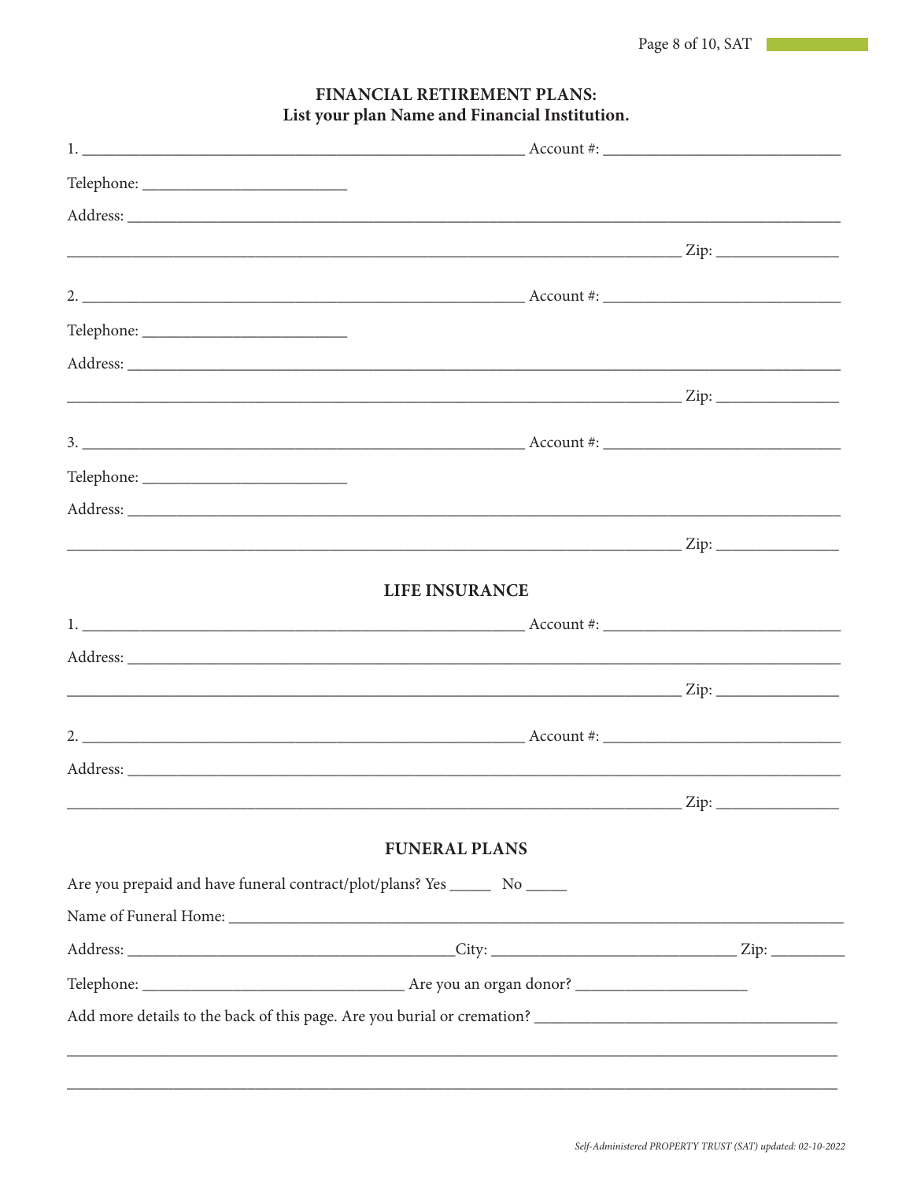## FINANCIAL RETIREMENT PLANS:
## List your plan Name and Financial Institution.

1. ______________________________________________ Account #: ___________________________

Telephone: ______________________

Address: _______________________________________________________________________________

_____________________________________________________________________ Zip: ______________

2. ______________________________________________ Account #: ___________________________

Telephone: ______________________

Address: _______________________________________________________________________________

_____________________________________________________________________ Zip: ______________

3. ______________________________________________ Account #: ___________________________

Telephone: ______________________

Address: _______________________________________________________________________________

_____________________________________________________________________ Zip: ______________

## LIFE INSURANCE

1. ______________________________________________ Account #: ___________________________

Address: _______________________________________________________________________________

_____________________________________________________________________ Zip: ______________

2. ______________________________________________ Account #: ___________________________

Address: _______________________________________________________________________________

_____________________________________________________________________ Zip: ______________

## FUNERAL PLANS

Are you prepaid and have funeral contract/plot/plans? Yes _____ No _____

Name of Funeral Home: __________________________________________________________________

Address: _____________________________________City: ___________________________ Zip: ________

Telephone: ____________________________ Are you an organ donor? ___________________

Add more details to the back of this page. Are you burial or cremation? ________________________________

________________________________________________________________________________________

________________________________________________________________________________________

*Self-Administered PROPERTY TRUST (SAT) updated: 02-10-2022*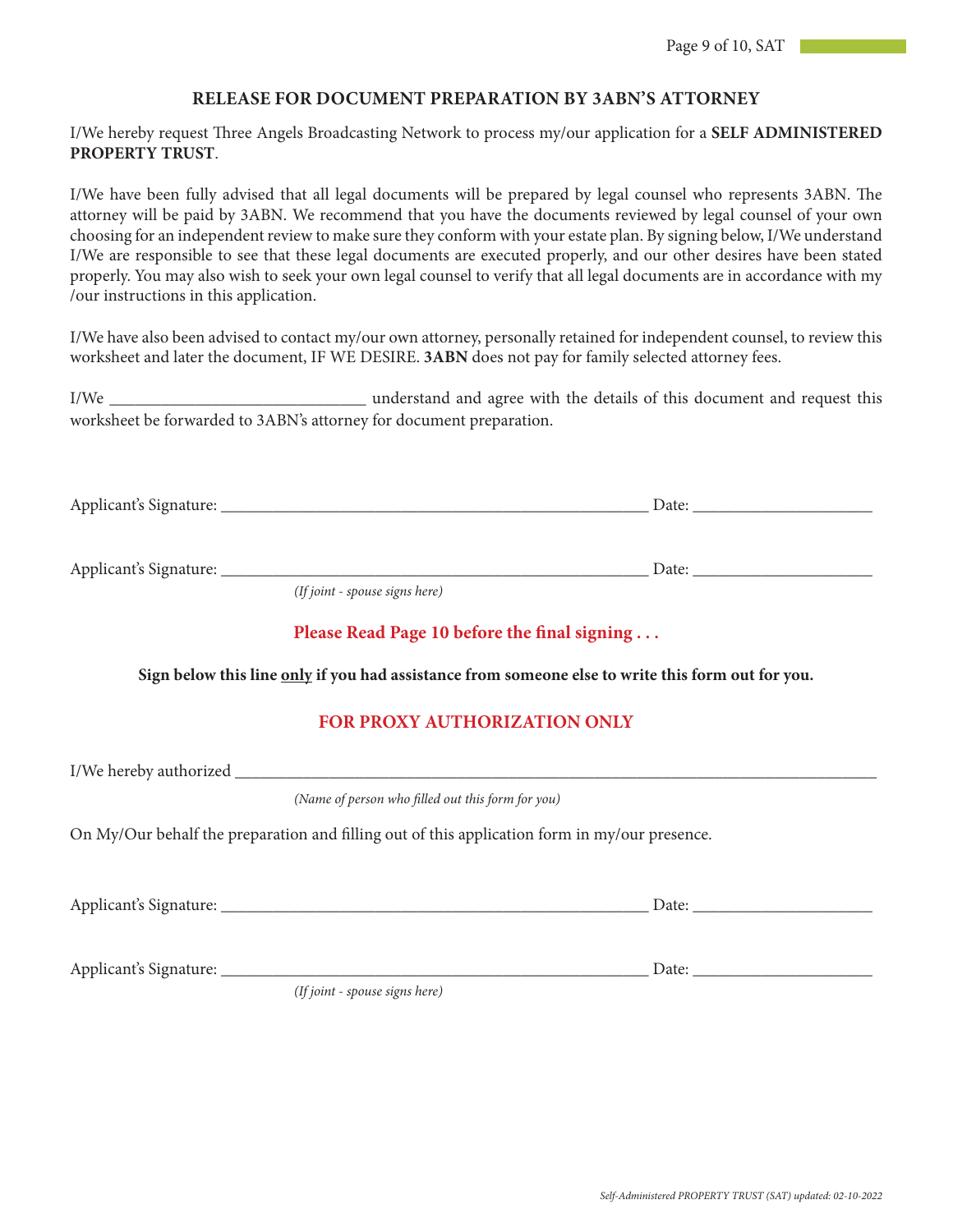## RELEASE FOR DOCUMENT PREPARATION BY 3ABN'S ATTORNEY

I/We hereby request Three Angels Broadcasting Network to process my/our application for a **SELF ADMINISTERED PROPERTY TRUST**.

I/We have been fully advised that all legal documents will be prepared by legal counsel who represents 3ABN. The attorney will be paid by 3ABN. We recommend that you have the documents reviewed by legal counsel of your own choosing for an independent review to make sure they conform with your estate plan. By signing below, I/We understand I/We are responsible to see that these legal documents are executed properly, and our other desires have been stated properly. You may also wish to seek your own legal counsel to verify that all legal documents are in accordance with my /our instructions in this application.

I/We have also been advised to contact my/our own attorney, personally retained for independent counsel, to review this worksheet and later the document, IF WE DESIRE. **3ABN** does not pay for family selected attorney fees.

I/We ______________________________ understand and agree with the details of this document and request this worksheet be forwarded to 3ABN's attorney for document preparation.

Applicant's Signature: __________________________________________________ Date: _____________________

Applicant's Signature: __________________________________________________ Date: _____________________
*(If joint - spouse signs here)*

**Please Read Page 10 before the final signing . . .**

**Sign below this line <u>only</u> if you had assistance from someone else to write this form out for you.**

### FOR PROXY AUTHORIZATION ONLY

I/We hereby authorized ____________________________________________________________________________
*(Name of person who filled out this form for you)*

On My/Our behalf the preparation and filling out of this application form in my/our presence.

Applicant's Signature: __________________________________________________ Date: _____________________

Applicant's Signature: __________________________________________________ Date: _____________________
*(If joint - spouse signs here)*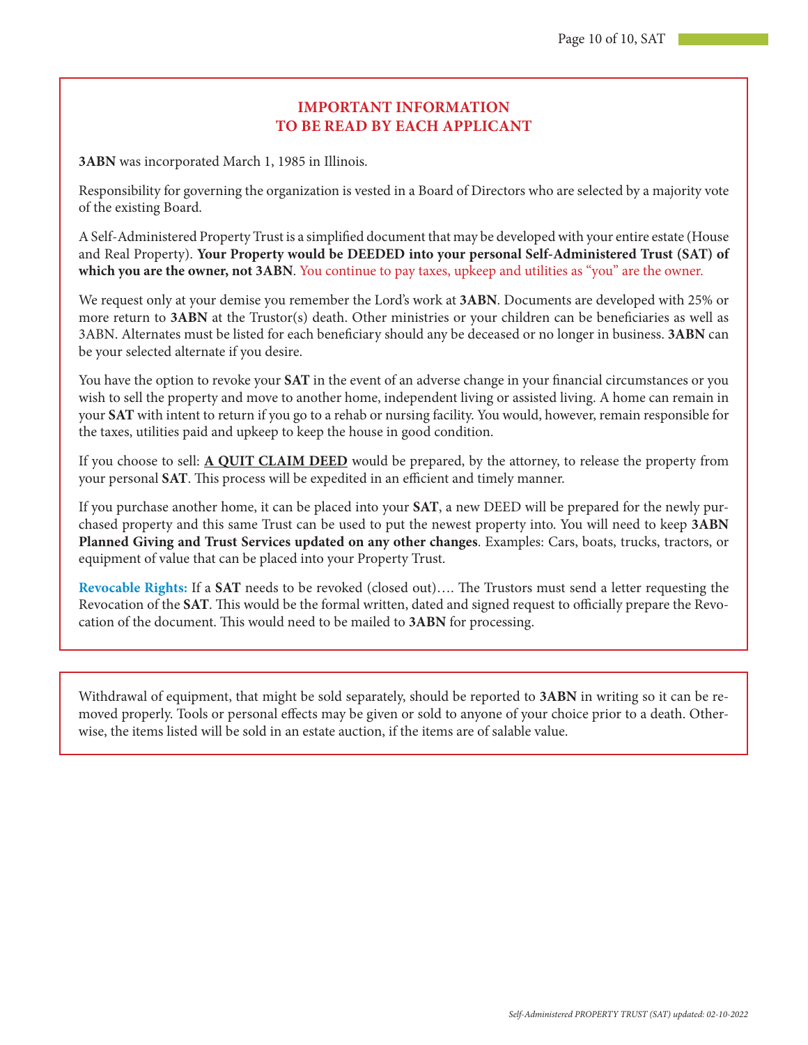## IMPORTANT INFORMATION
## TO BE READ BY EACH APPLICANT

**3ABN** was incorporated March 1, 1985 in Illinois.

Responsibility for governing the organization is vested in a Board of Directors who are selected by a majority vote of the existing Board.

A Self-Administered Property Trust is a simplified document that may be developed with your entire estate (House and Real Property). **Your Property would be DEEDED into your personal Self-Administered Trust (SAT) of which you are the owner, not 3ABN**. You continue to pay taxes, upkeep and utilities as "you" are the owner.

We request only at your demise you remember the Lord's work at **3ABN**. Documents are developed with 25% or more return to **3ABN** at the Trustor(s) death. Other ministries or your children can be beneficiaries as well as 3ABN. Alternates must be listed for each beneficiary should any be deceased or no longer in business. **3ABN** can be your selected alternate if you desire.

You have the option to revoke your **SAT** in the event of an adverse change in your financial circumstances or you wish to sell the property and move to another home, independent living or assisted living. A home can remain in your **SAT** with intent to return if you go to a rehab or nursing facility. You would, however, remain responsible for the taxes, utilities paid and upkeep to keep the house in good condition.

If you choose to sell: **A QUIT CLAIM DEED** would be prepared, by the attorney, to release the property from your personal **SAT**. This process will be expedited in an efficient and timely manner.

If you purchase another home, it can be placed into your **SAT**, a new DEED will be prepared for the newly purchased property and this same Trust can be used to put the newest property into. You will need to keep **3ABN Planned Giving and Trust Services updated on any other changes**. Examples: Cars, boats, trucks, tractors, or equipment of value that can be placed into your Property Trust.

**Revocable Rights:** If a **SAT** needs to be revoked (closed out)…. The Trustors must send a letter requesting the Revocation of the **SAT**. This would be the formal written, dated and signed request to officially prepare the Revocation of the document. This would need to be mailed to **3ABN** for processing.

Withdrawal of equipment, that might be sold separately, should be reported to **3ABN** in writing so it can be removed properly. Tools or personal effects may be given or sold to anyone of your choice prior to a death. Otherwise, the items listed will be sold in an estate auction, if the items are of salable value.